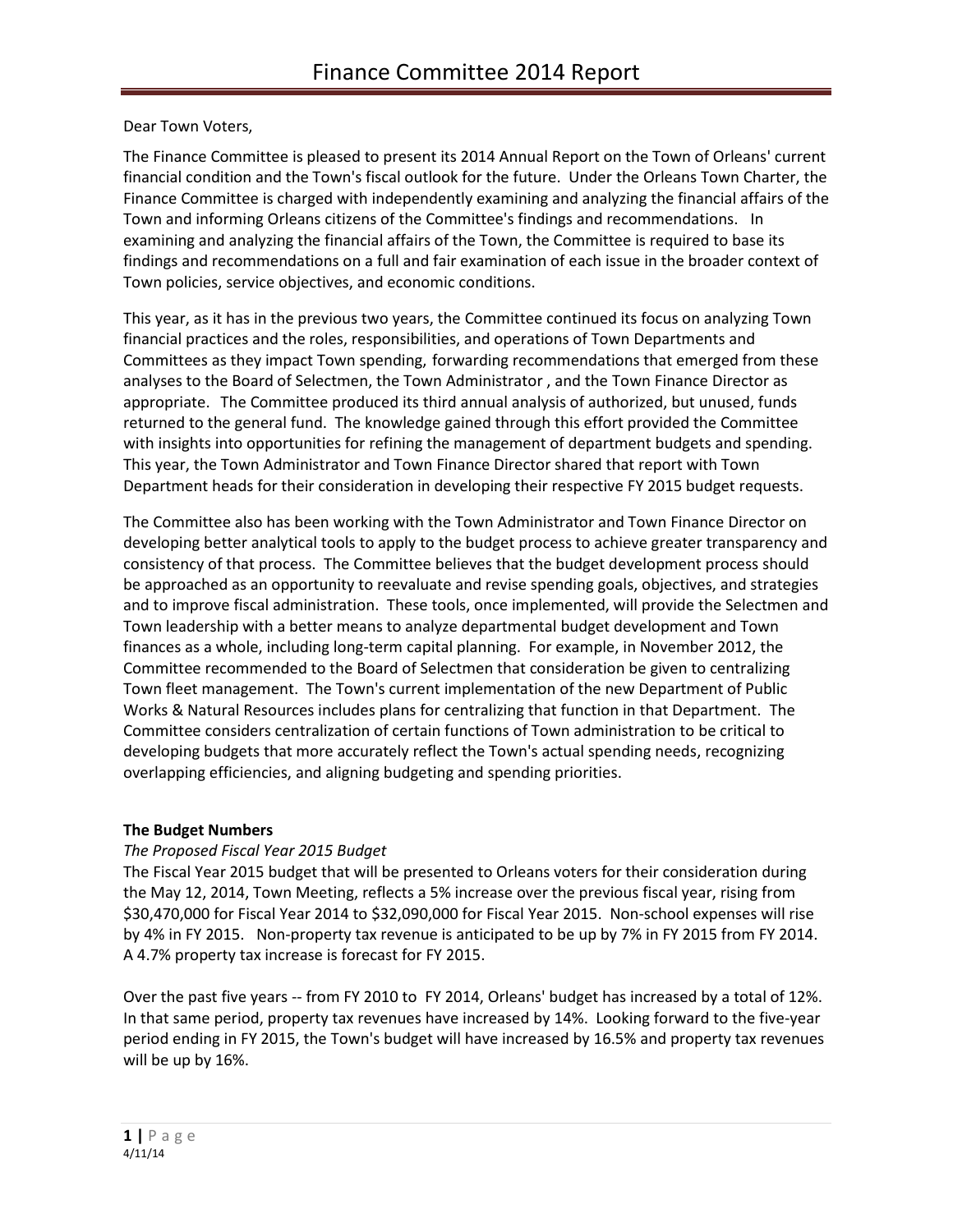# Finance Committee 2014 Report

Dear Town Voters,

The Finance Committee is pleased to present its 2014 Annual Report on the Town of Orleans' current financial condition and the Town's fiscal outlook for the future. Under the Orleans Town Charter, the Finance Committee is charged with independently examining and analyzing the financial affairs of the Town and informing Orleans citizens of the Committee's findings and recommendations. In examining and analyzing the financial affairs of the Town, the Committee is required to base its findings and recommendations on a full and fair examination of each issue in the broader context of Town policies, service objectives, and economic conditions.

This year, as it has in the previous two years, the Committee continued its focus on analyzing Town financial practices and the roles, responsibilities, and operations of Town Departments and Committees as they impact Town spending, forwarding recommendations that emerged from these analyses to the Board of Selectmen, the Town Administrator , and the Town Finance Director as appropriate. The Committee produced its third annual analysis of authorized, but unused, funds returned to the general fund. The knowledge gained through this effort provided the Committee with insights into opportunities for refining the management of department budgets and spending. This year, the Town Administrator and Town Finance Director shared that report with Town Department heads for their consideration in developing their respective FY 2015 budget requests.

The Committee also has been working with the Town Administrator and Town Finance Director on developing better analytical tools to apply to the budget process to achieve greater transparency and consistency of that process. The Committee believes that the budget development process should be approached as an opportunity to reevaluate and revise spending goals, objectives, and strategies and to improve fiscal administration. These tools, once implemented, will provide the Selectmen and Town leadership with a better means to analyze departmental budget development and Town finances as a whole, including long-term capital planning. For example, in November 2012, the Committee recommended to the Board of Selectmen that consideration be given to centralizing Town fleet management. The Town's current implementation of the new Department of Public Works & Natural Resources includes plans for centralizing that function in that Department. The Committee considers centralization of certain functions of Town administration to be critical to developing budgets that more accurately reflect the Town's actual spending needs, recognizing overlapping efficiencies, and aligning budgeting and spending priorities.

**The Budget Numbers**

*The Proposed Fiscal Year 2015 Budget*

The Fiscal Year 2015 budget that will be presented to Orleans voters for their consideration during the May 12, 2014, Town Meeting, reflects a 5% increase over the previous fiscal year, rising from $30,470,000 for Fiscal Year 2014 to $32,090,000 for Fiscal Year 2015. Non-school expenses will rise by 4% in FY 2015. Non-property tax revenue is anticipated to be up by 7% in FY 2015 from FY 2014. A 4.7% property tax increase is forecast for FY 2015.

Over the past five years -- from FY 2010 to FY 2014, Orleans' budget has increased by a total of 12%. In that same period, property tax revenues have increased by 14%. Looking forward to the five-year period ending in FY 2015, the Town's budget will have increased by 16.5% and property tax revenues will be up by 16%.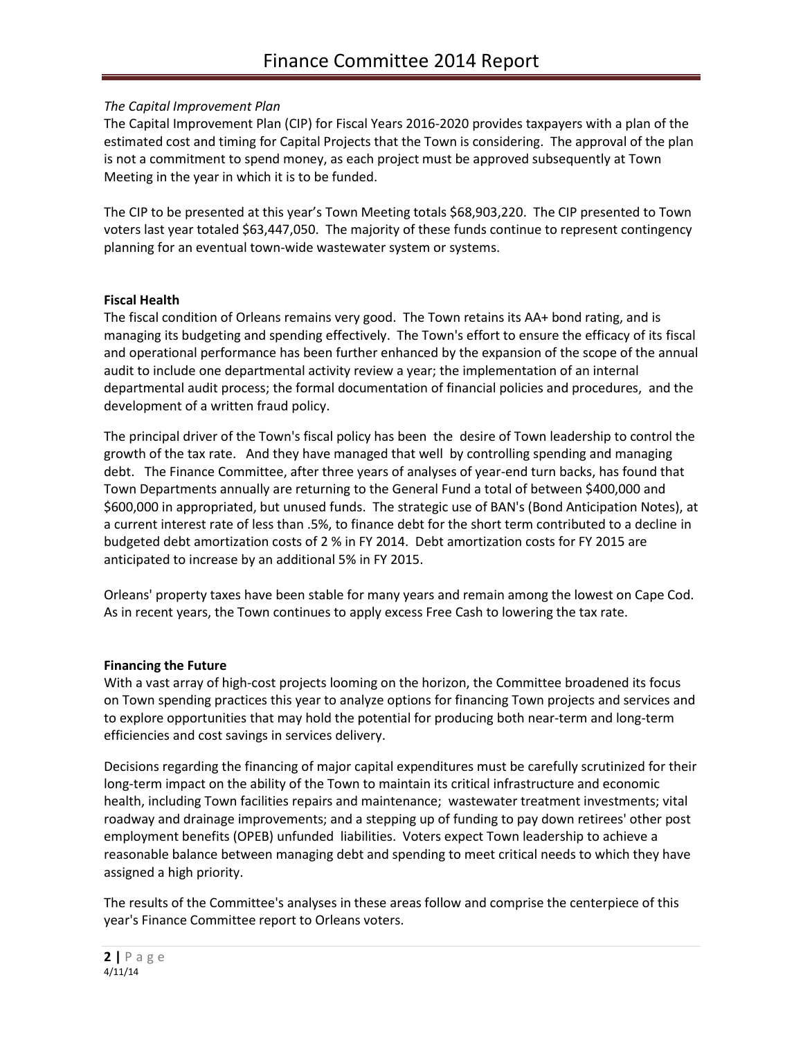*The Capital Improvement Plan*

The Capital Improvement Plan (CIP) for Fiscal Years 2016-2020 provides taxpayers with a plan of the estimated cost and timing for Capital Projects that the Town is considering. The approval of the plan is not a commitment to spend money, as each project must be approved subsequently at Town Meeting in the year in which it is to be funded.

The CIP to be presented at this year's Town Meeting totals $68,903,220. The CIP presented to Town voters last year totaled $63,447,050. The majority of these funds continue to represent contingency planning for an eventual town-wide wastewater system or systems.

**Fiscal Health**

The fiscal condition of Orleans remains very good. The Town retains its AA+ bond rating, and is managing its budgeting and spending effectively. The Town's effort to ensure the efficacy of its fiscal and operational performance has been further enhanced by the expansion of the scope of the annual audit to include one departmental activity review a year; the implementation of an internal departmental audit process; the formal documentation of financial policies and procedures, and the development of a written fraud policy.

The principal driver of the Town's fiscal policy has been the desire of Town leadership to control the growth of the tax rate. And they have managed that well by controlling spending and managing debt. The Finance Committee, after three years of analyses of year-end turn backs, has found that Town Departments annually are returning to the General Fund a total of between $400,000 and $600,000 in appropriated, but unused funds. The strategic use of BAN's (Bond Anticipation Notes), at a current interest rate of less than .5%, to finance debt for the short term contributed to a decline in budgeted debt amortization costs of 2 % in FY 2014. Debt amortization costs for FY 2015 are anticipated to increase by an additional 5% in FY 2015.

Orleans' property taxes have been stable for many years and remain among the lowest on Cape Cod. As in recent years, the Town continues to apply excess Free Cash to lowering the tax rate.

**Financing the Future**

With a vast array of high-cost projects looming on the horizon, the Committee broadened its focus on Town spending practices this year to analyze options for financing Town projects and services and to explore opportunities that may hold the potential for producing both near-term and long-term efficiencies and cost savings in services delivery.

Decisions regarding the financing of major capital expenditures must be carefully scrutinized for their long-term impact on the ability of the Town to maintain its critical infrastructure and economic health, including Town facilities repairs and maintenance; wastewater treatment investments; vital roadway and drainage improvements; and a stepping up of funding to pay down retirees' other post employment benefits (OPEB) unfunded liabilities. Voters expect Town leadership to achieve a reasonable balance between managing debt and spending to meet critical needs to which they have assigned a high priority.

The results of the Committee's analyses in these areas follow and comprise the centerpiece of this year's Finance Committee report to Orleans voters.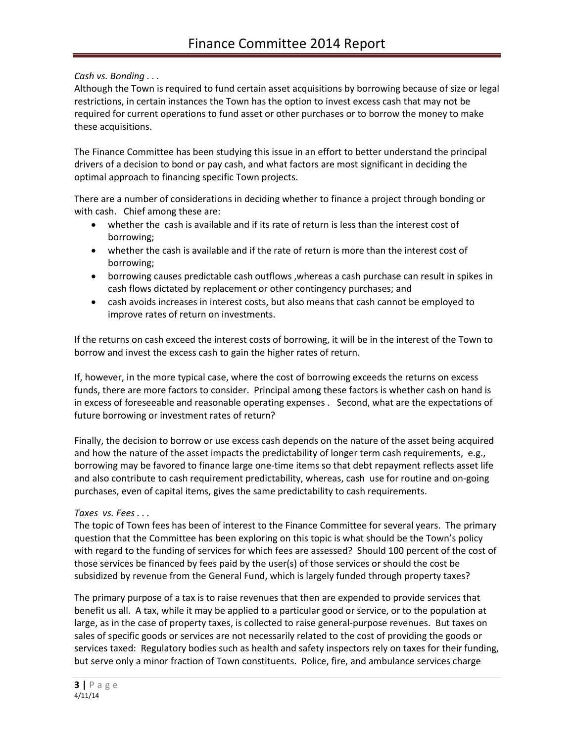*Cash vs. Bonding . . .*
Although the Town is required to fund certain asset acquisitions by borrowing because of size or legal restrictions, in certain instances the Town has the option to invest excess cash that may not be required for current operations to fund asset or other purchases or to borrow the money to make these acquisitions.

The Finance Committee has been studying this issue in an effort to better understand the principal drivers of a decision to bond or pay cash, and what factors are most significant in deciding the optimal approach to financing specific Town projects.

There are a number of considerations in deciding whether to finance a project through bonding or with cash. Chief among these are:

- whether the cash is available and if its rate of return is less than the interest cost of borrowing;
- whether the cash is available and if the rate of return is more than the interest cost of borrowing;
- borrowing causes predictable cash outflows ,whereas a cash purchase can result in spikes in cash flows dictated by replacement or other contingency purchases; and
- cash avoids increases in interest costs, but also means that cash cannot be employed to improve rates of return on investments.

If the returns on cash exceed the interest costs of borrowing, it will be in the interest of the Town to borrow and invest the excess cash to gain the higher rates of return.

If, however, in the more typical case, where the cost of borrowing exceeds the returns on excess funds, there are more factors to consider. Principal among these factors is whether cash on hand is in excess of foreseeable and reasonable operating expenses . Second, what are the expectations of future borrowing or investment rates of return?

Finally, the decision to borrow or use excess cash depends on the nature of the asset being acquired and how the nature of the asset impacts the predictability of longer term cash requirements, e.g., borrowing may be favored to finance large one-time items so that debt repayment reflects asset life and also contribute to cash requirement predictability, whereas, cash use for routine and on-going purchases, even of capital items, gives the same predictability to cash requirements.

*Taxes vs. Fees . . .*
The topic of Town fees has been of interest to the Finance Committee for several years. The primary question that the Committee has been exploring on this topic is what should be the Town's policy with regard to the funding of services for which fees are assessed? Should 100 percent of the cost of those services be financed by fees paid by the user(s) of those services or should the cost be subsidized by revenue from the General Fund, which is largely funded through property taxes?

The primary purpose of a tax is to raise revenues that then are expended to provide services that benefit us all. A tax, while it may be applied to a particular good or service, or to the population at large, as in the case of property taxes, is collected to raise general-purpose revenues. But taxes on sales of specific goods or services are not necessarily related to the cost of providing the goods or services taxed: Regulatory bodies such as health and safety inspectors rely on taxes for their funding, but serve only a minor fraction of Town constituents. Police, fire, and ambulance services charge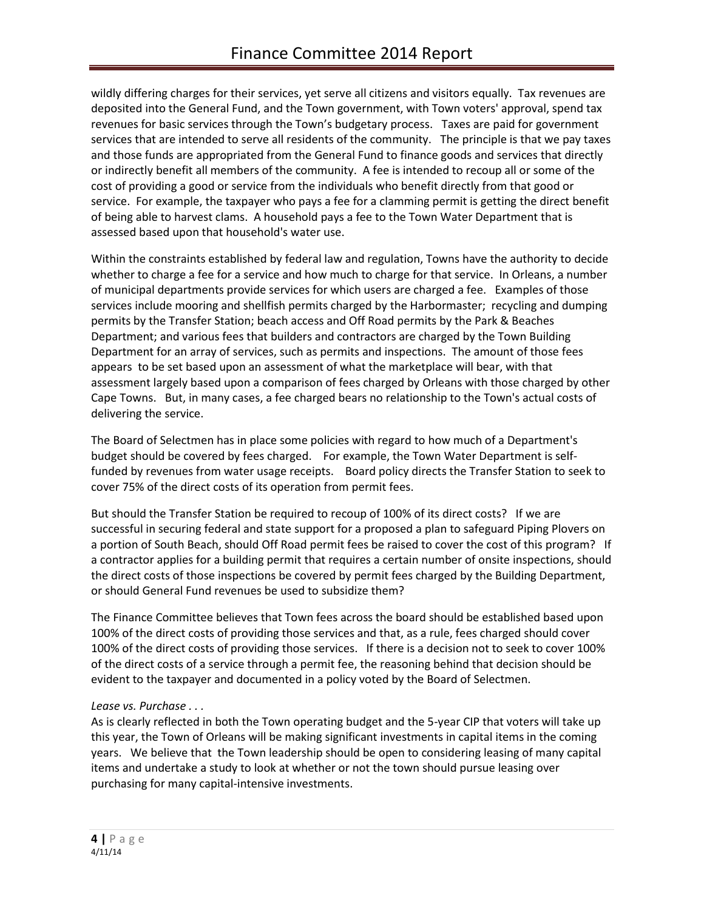wildly differing charges for their services, yet serve all citizens and visitors equally. Tax revenues are deposited into the General Fund, and the Town government, with Town voters' approval, spend tax revenues for basic services through the Town's budgetary process. Taxes are paid for government services that are intended to serve all residents of the community. The principle is that we pay taxes and those funds are appropriated from the General Fund to finance goods and services that directly or indirectly benefit all members of the community. A fee is intended to recoup all or some of the cost of providing a good or service from the individuals who benefit directly from that good or service. For example, the taxpayer who pays a fee for a clamming permit is getting the direct benefit of being able to harvest clams. A household pays a fee to the Town Water Department that is assessed based upon that household's water use.

Within the constraints established by federal law and regulation, Towns have the authority to decide whether to charge a fee for a service and how much to charge for that service. In Orleans, a number of municipal departments provide services for which users are charged a fee. Examples of those services include mooring and shellfish permits charged by the Harbormaster; recycling and dumping permits by the Transfer Station; beach access and Off Road permits by the Park & Beaches Department; and various fees that builders and contractors are charged by the Town Building Department for an array of services, such as permits and inspections. The amount of those fees appears to be set based upon an assessment of what the marketplace will bear, with that assessment largely based upon a comparison of fees charged by Orleans with those charged by other Cape Towns. But, in many cases, a fee charged bears no relationship to the Town's actual costs of delivering the service.

The Board of Selectmen has in place some policies with regard to how much of a Department's budget should be covered by fees charged. For example, the Town Water Department is self-funded by revenues from water usage receipts. Board policy directs the Transfer Station to seek to cover 75% of the direct costs of its operation from permit fees.

But should the Transfer Station be required to recoup of 100% of its direct costs? If we are successful in securing federal and state support for a proposed a plan to safeguard Piping Plovers on a portion of South Beach, should Off Road permit fees be raised to cover the cost of this program? If a contractor applies for a building permit that requires a certain number of onsite inspections, should the direct costs of those inspections be covered by permit fees charged by the Building Department, or should General Fund revenues be used to subsidize them?

The Finance Committee believes that Town fees across the board should be established based upon 100% of the direct costs of providing those services and that, as a rule, fees charged should cover 100% of the direct costs of providing those services. If there is a decision not to seek to cover 100% of the direct costs of a service through a permit fee, the reasoning behind that decision should be evident to the taxpayer and documented in a policy voted by the Board of Selectmen.

*Lease vs. Purchase . . .*

As is clearly reflected in both the Town operating budget and the 5-year CIP that voters will take up this year, the Town of Orleans will be making significant investments in capital items in the coming years. We believe that the Town leadership should be open to considering leasing of many capital items and undertake a study to look at whether or not the town should pursue leasing over purchasing for many capital-intensive investments.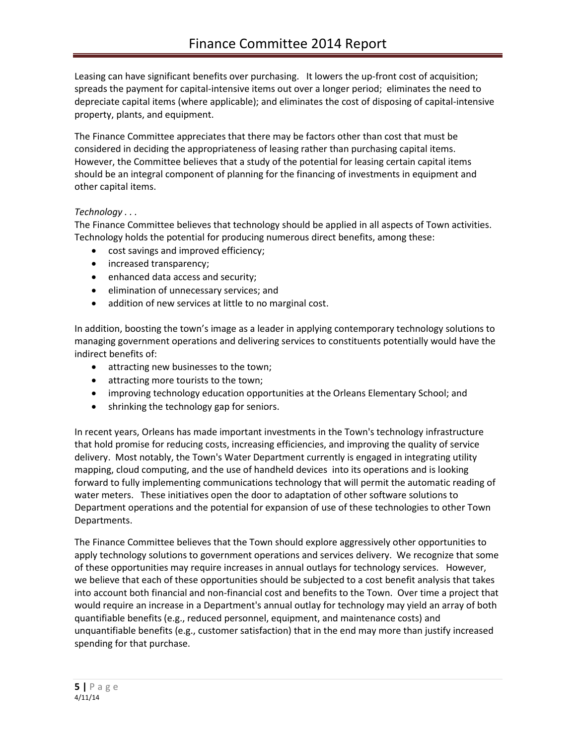Leasing can have significant benefits over purchasing. It lowers the up-front cost of acquisition; spreads the payment for capital-intensive items out over a longer period; eliminates the need to depreciate capital items (where applicable); and eliminates the cost of disposing of capital-intensive property, plants, and equipment.

The Finance Committee appreciates that there may be factors other than cost that must be considered in deciding the appropriateness of leasing rather than purchasing capital items. However, the Committee believes that a study of the potential for leasing certain capital items should be an integral component of planning for the financing of investments in equipment and other capital items.

*Technology . . .*

The Finance Committee believes that technology should be applied in all aspects of Town activities. Technology holds the potential for producing numerous direct benefits, among these:

- cost savings and improved efficiency;
- increased transparency;
- enhanced data access and security;
- elimination of unnecessary services; and
- addition of new services at little to no marginal cost.

In addition, boosting the town's image as a leader in applying contemporary technology solutions to managing government operations and delivering services to constituents potentially would have the indirect benefits of:

- attracting new businesses to the town;
- attracting more tourists to the town;
- improving technology education opportunities at the Orleans Elementary School; and
- shrinking the technology gap for seniors.

In recent years, Orleans has made important investments in the Town's technology infrastructure that hold promise for reducing costs, increasing efficiencies, and improving the quality of service delivery. Most notably, the Town's Water Department currently is engaged in integrating utility mapping, cloud computing, and the use of handheld devices into its operations and is looking forward to fully implementing communications technology that will permit the automatic reading of water meters. These initiatives open the door to adaptation of other software solutions to Department operations and the potential for expansion of use of these technologies to other Town Departments.

The Finance Committee believes that the Town should explore aggressively other opportunities to apply technology solutions to government operations and services delivery. We recognize that some of these opportunities may require increases in annual outlays for technology services. However, we believe that each of these opportunities should be subjected to a cost benefit analysis that takes into account both financial and non-financial cost and benefits to the Town. Over time a project that would require an increase in a Department's annual outlay for technology may yield an array of both quantifiable benefits (e.g., reduced personnel, equipment, and maintenance costs) and unquantifiable benefits (e.g., customer satisfaction) that in the end may more than justify increased spending for that purchase.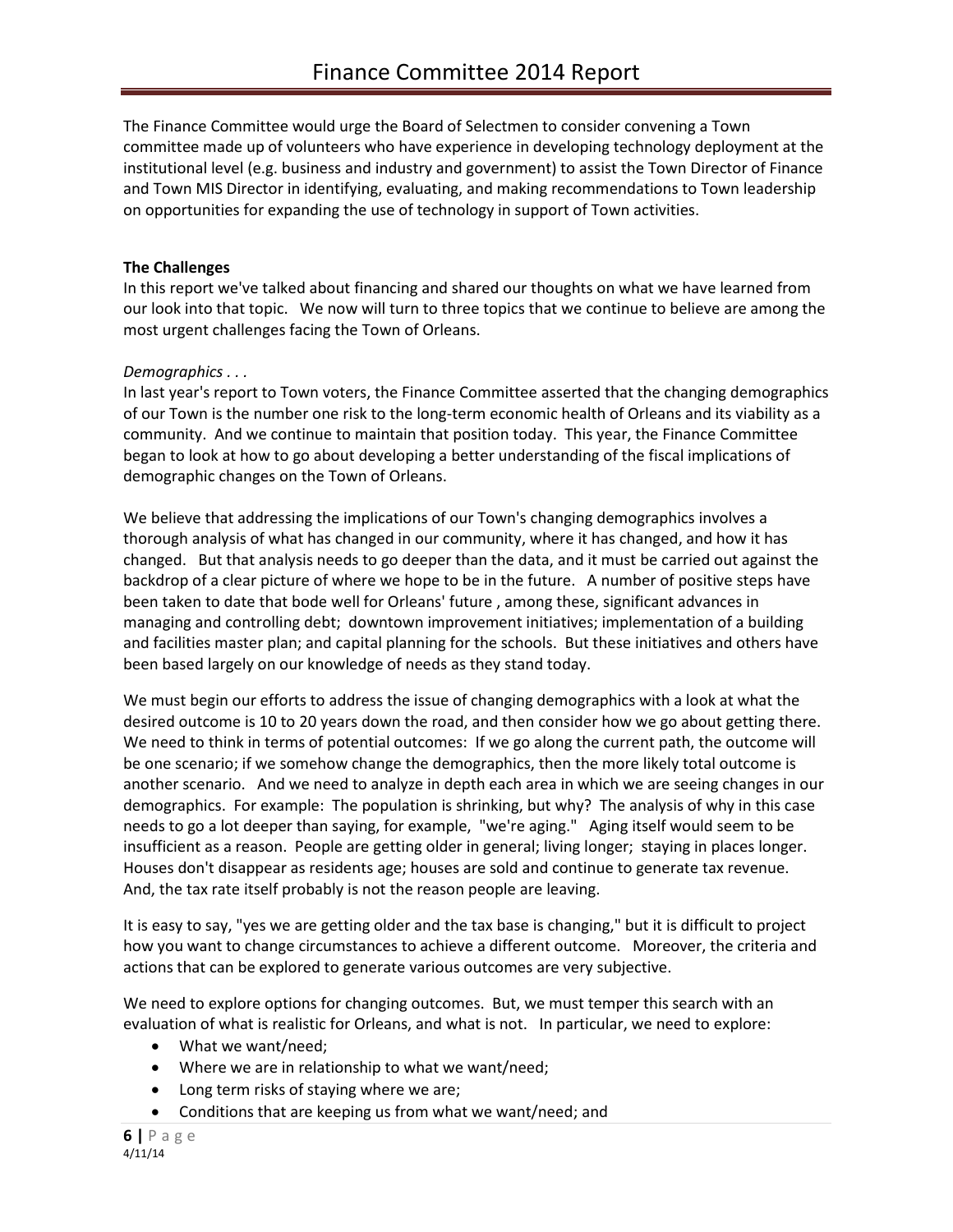The Finance Committee would urge the Board of Selectmen to consider convening a Town committee made up of volunteers who have experience in developing technology deployment at the institutional level (e.g. business and industry and government) to assist the Town Director of Finance and Town MIS Director in identifying, evaluating, and making recommendations to Town leadership on opportunities for expanding the use of technology in support of Town activities.

**The Challenges**

In this report we've talked about financing and shared our thoughts on what we have learned from our look into that topic. We now will turn to three topics that we continue to believe are among the most urgent challenges facing the Town of Orleans.

*Demographics . . .*

In last year's report to Town voters, the Finance Committee asserted that the changing demographics of our Town is the number one risk to the long-term economic health of Orleans and its viability as a community. And we continue to maintain that position today. This year, the Finance Committee began to look at how to go about developing a better understanding of the fiscal implications of demographic changes on the Town of Orleans.

We believe that addressing the implications of our Town's changing demographics involves a thorough analysis of what has changed in our community, where it has changed, and how it has changed. But that analysis needs to go deeper than the data, and it must be carried out against the backdrop of a clear picture of where we hope to be in the future. A number of positive steps have been taken to date that bode well for Orleans' future , among these, significant advances in managing and controlling debt; downtown improvement initiatives; implementation of a building and facilities master plan; and capital planning for the schools. But these initiatives and others have been based largely on our knowledge of needs as they stand today.

We must begin our efforts to address the issue of changing demographics with a look at what the desired outcome is 10 to 20 years down the road, and then consider how we go about getting there. We need to think in terms of potential outcomes: If we go along the current path, the outcome will be one scenario; if we somehow change the demographics, then the more likely total outcome is another scenario. And we need to analyze in depth each area in which we are seeing changes in our demographics. For example: The population is shrinking, but why? The analysis of why in this case needs to go a lot deeper than saying, for example, "we're aging." Aging itself would seem to be insufficient as a reason. People are getting older in general; living longer; staying in places longer. Houses don't disappear as residents age; houses are sold and continue to generate tax revenue. And, the tax rate itself probably is not the reason people are leaving.

It is easy to say, "yes we are getting older and the tax base is changing," but it is difficult to project how you want to change circumstances to achieve a different outcome. Moreover, the criteria and actions that can be explored to generate various outcomes are very subjective.

We need to explore options for changing outcomes. But, we must temper this search with an evaluation of what is realistic for Orleans, and what is not. In particular, we need to explore:

- What we want/need;
- Where we are in relationship to what we want/need;
- Long term risks of staying where we are;
- Conditions that are keeping us from what we want/need; and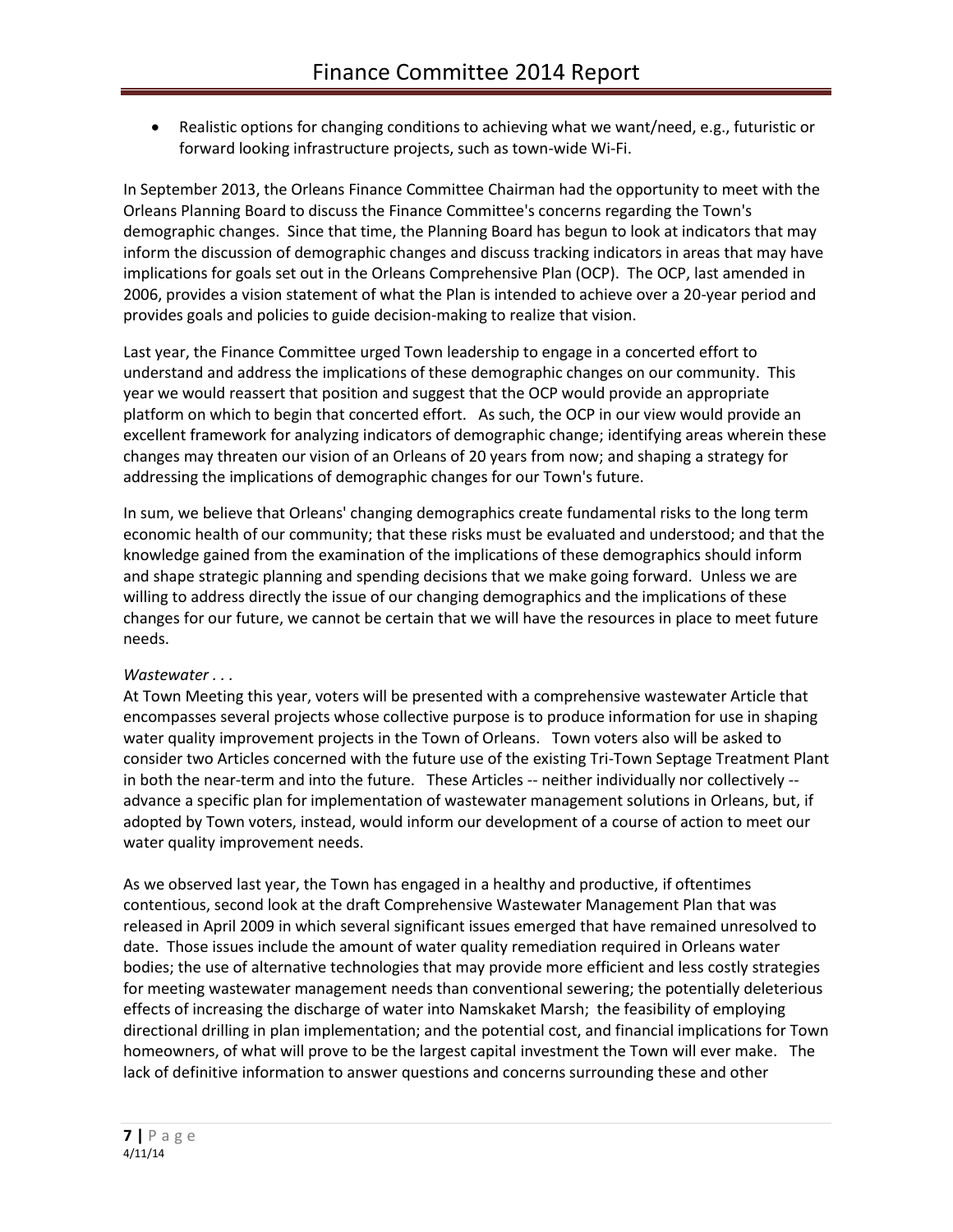- Realistic options for changing conditions to achieving what we want/need, e.g., futuristic or forward looking infrastructure projects, such as town-wide Wi-Fi.

In September 2013, the Orleans Finance Committee Chairman had the opportunity to meet with the Orleans Planning Board to discuss the Finance Committee's concerns regarding the Town's demographic changes. Since that time, the Planning Board has begun to look at indicators that may inform the discussion of demographic changes and discuss tracking indicators in areas that may have implications for goals set out in the Orleans Comprehensive Plan (OCP). The OCP, last amended in 2006, provides a vision statement of what the Plan is intended to achieve over a 20-year period and provides goals and policies to guide decision-making to realize that vision.

Last year, the Finance Committee urged Town leadership to engage in a concerted effort to understand and address the implications of these demographic changes on our community. This year we would reassert that position and suggest that the OCP would provide an appropriate platform on which to begin that concerted effort. As such, the OCP in our view would provide an excellent framework for analyzing indicators of demographic change; identifying areas wherein these changes may threaten our vision of an Orleans of 20 years from now; and shaping a strategy for addressing the implications of demographic changes for our Town's future.

In sum, we believe that Orleans' changing demographics create fundamental risks to the long term economic health of our community; that these risks must be evaluated and understood; and that the knowledge gained from the examination of the implications of these demographics should inform and shape strategic planning and spending decisions that we make going forward. Unless we are willing to address directly the issue of our changing demographics and the implications of these changes for our future, we cannot be certain that we will have the resources in place to meet future needs.

*Wastewater . . .*

At Town Meeting this year, voters will be presented with a comprehensive wastewater Article that encompasses several projects whose collective purpose is to produce information for use in shaping water quality improvement projects in the Town of Orleans. Town voters also will be asked to consider two Articles concerned with the future use of the existing Tri-Town Septage Treatment Plant in both the near-term and into the future. These Articles -- neither individually nor collectively -- advance a specific plan for implementation of wastewater management solutions in Orleans, but, if adopted by Town voters, instead, would inform our development of a course of action to meet our water quality improvement needs.

As we observed last year, the Town has engaged in a healthy and productive, if oftentimes contentious, second look at the draft Comprehensive Wastewater Management Plan that was released in April 2009 in which several significant issues emerged that have remained unresolved to date. Those issues include the amount of water quality remediation required in Orleans water bodies; the use of alternative technologies that may provide more efficient and less costly strategies for meeting wastewater management needs than conventional sewering; the potentially deleterious effects of increasing the discharge of water into Namskaket Marsh; the feasibility of employing directional drilling in plan implementation; and the potential cost, and financial implications for Town homeowners, of what will prove to be the largest capital investment the Town will ever make. The lack of definitive information to answer questions and concerns surrounding these and other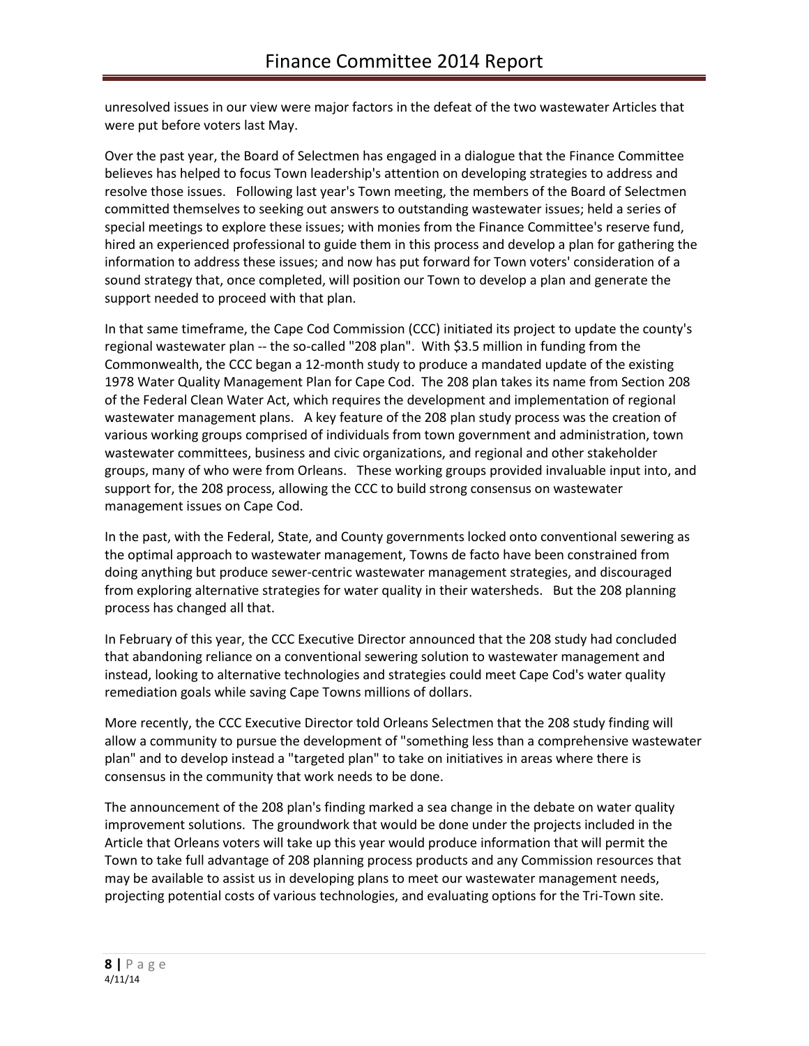unresolved issues in our view were major factors in the defeat of the two wastewater Articles that were put before voters last May.

Over the past year, the Board of Selectmen has engaged in a dialogue that the Finance Committee believes has helped to focus Town leadership's attention on developing strategies to address and resolve those issues. Following last year's Town meeting, the members of the Board of Selectmen committed themselves to seeking out answers to outstanding wastewater issues; held a series of special meetings to explore these issues; with monies from the Finance Committee's reserve fund, hired an experienced professional to guide them in this process and develop a plan for gathering the information to address these issues; and now has put forward for Town voters' consideration of a sound strategy that, once completed, will position our Town to develop a plan and generate the support needed to proceed with that plan.

In that same timeframe, the Cape Cod Commission (CCC) initiated its project to update the county's regional wastewater plan -- the so-called "208 plan". With $3.5 million in funding from the Commonwealth, the CCC began a 12-month study to produce a mandated update of the existing 1978 Water Quality Management Plan for Cape Cod. The 208 plan takes its name from Section 208 of the Federal Clean Water Act, which requires the development and implementation of regional wastewater management plans. A key feature of the 208 plan study process was the creation of various working groups comprised of individuals from town government and administration, town wastewater committees, business and civic organizations, and regional and other stakeholder groups, many of who were from Orleans. These working groups provided invaluable input into, and support for, the 208 process, allowing the CCC to build strong consensus on wastewater management issues on Cape Cod.

In the past, with the Federal, State, and County governments locked onto conventional sewering as the optimal approach to wastewater management, Towns de facto have been constrained from doing anything but produce sewer-centric wastewater management strategies, and discouraged from exploring alternative strategies for water quality in their watersheds. But the 208 planning process has changed all that.

In February of this year, the CCC Executive Director announced that the 208 study had concluded that abandoning reliance on a conventional sewering solution to wastewater management and instead, looking to alternative technologies and strategies could meet Cape Cod's water quality remediation goals while saving Cape Towns millions of dollars.

More recently, the CCC Executive Director told Orleans Selectmen that the 208 study finding will allow a community to pursue the development of "something less than a comprehensive wastewater plan" and to develop instead a "targeted plan" to take on initiatives in areas where there is consensus in the community that work needs to be done.

The announcement of the 208 plan's finding marked a sea change in the debate on water quality improvement solutions. The groundwork that would be done under the projects included in the Article that Orleans voters will take up this year would produce information that will permit the Town to take full advantage of 208 planning process products and any Commission resources that may be available to assist us in developing plans to meet our wastewater management needs, projecting potential costs of various technologies, and evaluating options for the Tri-Town site.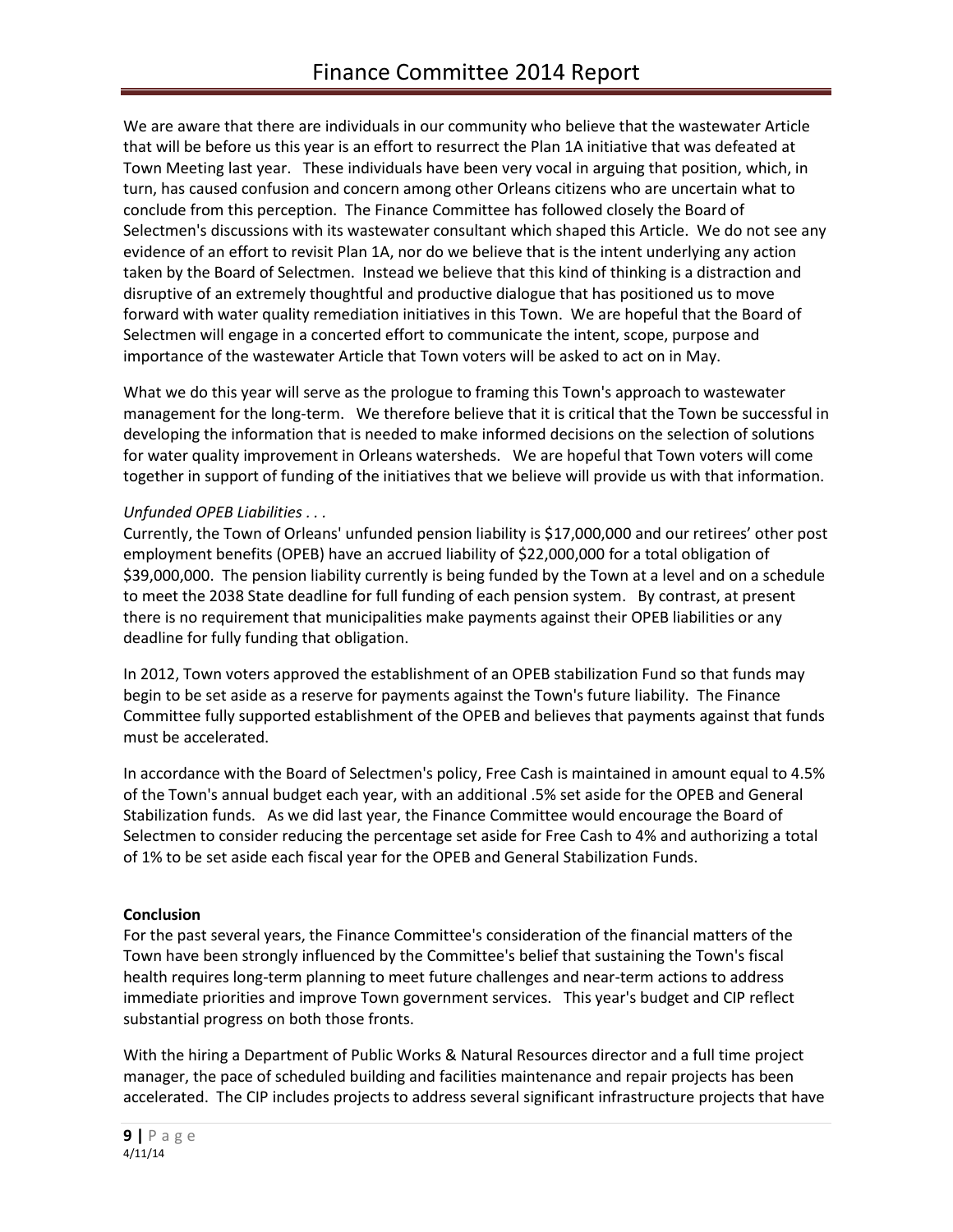We are aware that there are individuals in our community who believe that the wastewater Article that will be before us this year is an effort to resurrect the Plan 1A initiative that was defeated at Town Meeting last year. These individuals have been very vocal in arguing that position, which, in turn, has caused confusion and concern among other Orleans citizens who are uncertain what to conclude from this perception. The Finance Committee has followed closely the Board of Selectmen's discussions with its wastewater consultant which shaped this Article. We do not see any evidence of an effort to revisit Plan 1A, nor do we believe that is the intent underlying any action taken by the Board of Selectmen. Instead we believe that this kind of thinking is a distraction and disruptive of an extremely thoughtful and productive dialogue that has positioned us to move forward with water quality remediation initiatives in this Town. We are hopeful that the Board of Selectmen will engage in a concerted effort to communicate the intent, scope, purpose and importance of the wastewater Article that Town voters will be asked to act on in May.

What we do this year will serve as the prologue to framing this Town's approach to wastewater management for the long-term. We therefore believe that it is critical that the Town be successful in developing the information that is needed to make informed decisions on the selection of solutions for water quality improvement in Orleans watersheds. We are hopeful that Town voters will come together in support of funding of the initiatives that we believe will provide us with that information.

*Unfunded OPEB Liabilities . . .*

Currently, the Town of Orleans' unfunded pension liability is $17,000,000 and our retirees' other post employment benefits (OPEB) have an accrued liability of $22,000,000 for a total obligation of $39,000,000. The pension liability currently is being funded by the Town at a level and on a schedule to meet the 2038 State deadline for full funding of each pension system. By contrast, at present there is no requirement that municipalities make payments against their OPEB liabilities or any deadline for fully funding that obligation.

In 2012, Town voters approved the establishment of an OPEB stabilization Fund so that funds may begin to be set aside as a reserve for payments against the Town's future liability. The Finance Committee fully supported establishment of the OPEB and believes that payments against that funds must be accelerated.

In accordance with the Board of Selectmen's policy, Free Cash is maintained in amount equal to 4.5% of the Town's annual budget each year, with an additional .5% set aside for the OPEB and General Stabilization funds. As we did last year, the Finance Committee would encourage the Board of Selectmen to consider reducing the percentage set aside for Free Cash to 4% and authorizing a total of 1% to be set aside each fiscal year for the OPEB and General Stabilization Funds.

**Conclusion**

For the past several years, the Finance Committee's consideration of the financial matters of the Town have been strongly influenced by the Committee's belief that sustaining the Town's fiscal health requires long-term planning to meet future challenges and near-term actions to address immediate priorities and improve Town government services. This year's budget and CIP reflect substantial progress on both those fronts.

With the hiring a Department of Public Works & Natural Resources director and a full time project manager, the pace of scheduled building and facilities maintenance and repair projects has been accelerated. The CIP includes projects to address several significant infrastructure projects that have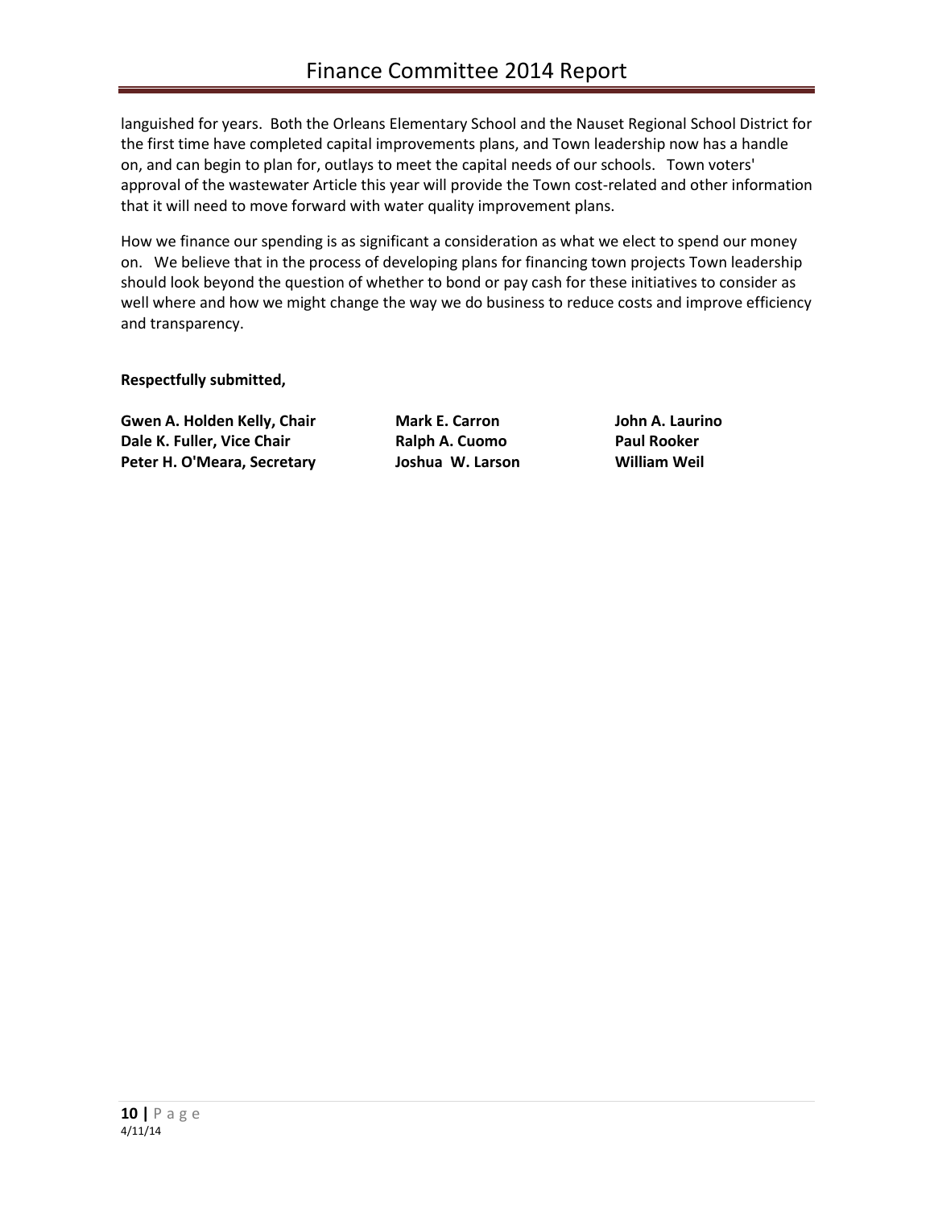languished for years. Both the Orleans Elementary School and the Nauset Regional School District for the first time have completed capital improvements plans, and Town leadership now has a handle on, and can begin to plan for, outlays to meet the capital needs of our schools. Town voters' approval of the wastewater Article this year will provide the Town cost-related and other information that it will need to move forward with water quality improvement plans.

How we finance our spending is as significant a consideration as what we elect to spend our money on. We believe that in the process of developing plans for financing town projects Town leadership should look beyond the question of whether to bond or pay cash for these initiatives to consider as well where and how we might change the way we do business to reduce costs and improve efficiency and transparency.

**Respectfully submitted,**

| | | |
|---|---|---|
| **Gwen A. Holden Kelly, Chair** | **Mark E. Carron** | **John A. Laurino** |
| **Dale K. Fuller, Vice Chair** | **Ralph A. Cuomo** | **Paul Rooker** |
| **Peter H. O'Meara, Secretary** | **Joshua W. Larson** | **William Weil** |

4/11/14